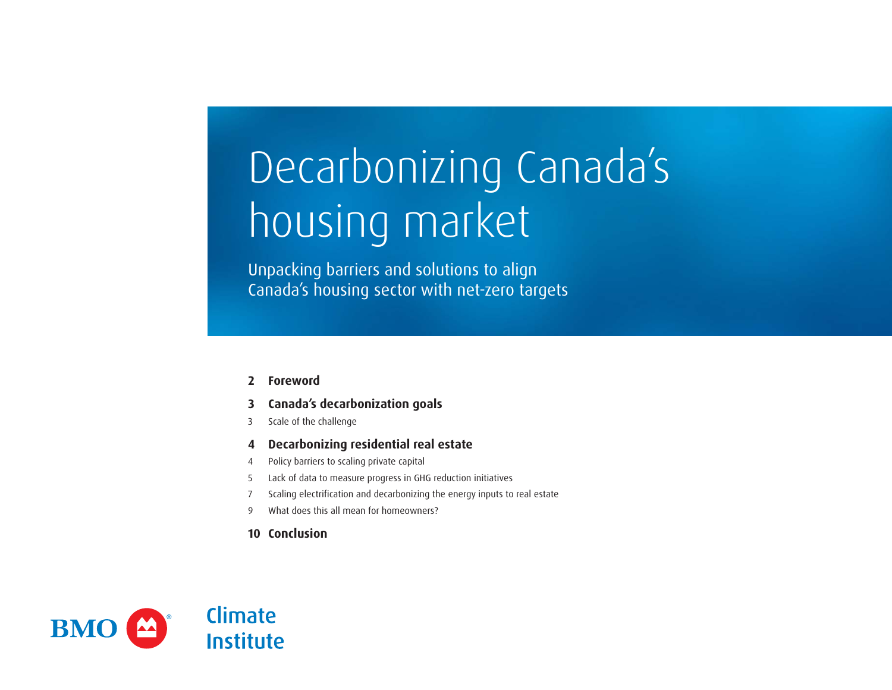# Decarbonizing Canada's housing market

Unpacking barriers and solutions to align Canada's housing sector with net-zero targets

**2 Foreword**

**3 Canada's decarbonization goals**

3 Scale of the challenge

**4 Decarbonizing residential real estate**

4 Policy barriers to scaling private capital

5 Lack of data to measure progress in GHG reduction initiatives

7 Scaling electrification and decarbonizing the energy inputs to real estate

9 What does this all mean for homeowners?

**10 Conclusion**

BMO Climate Institute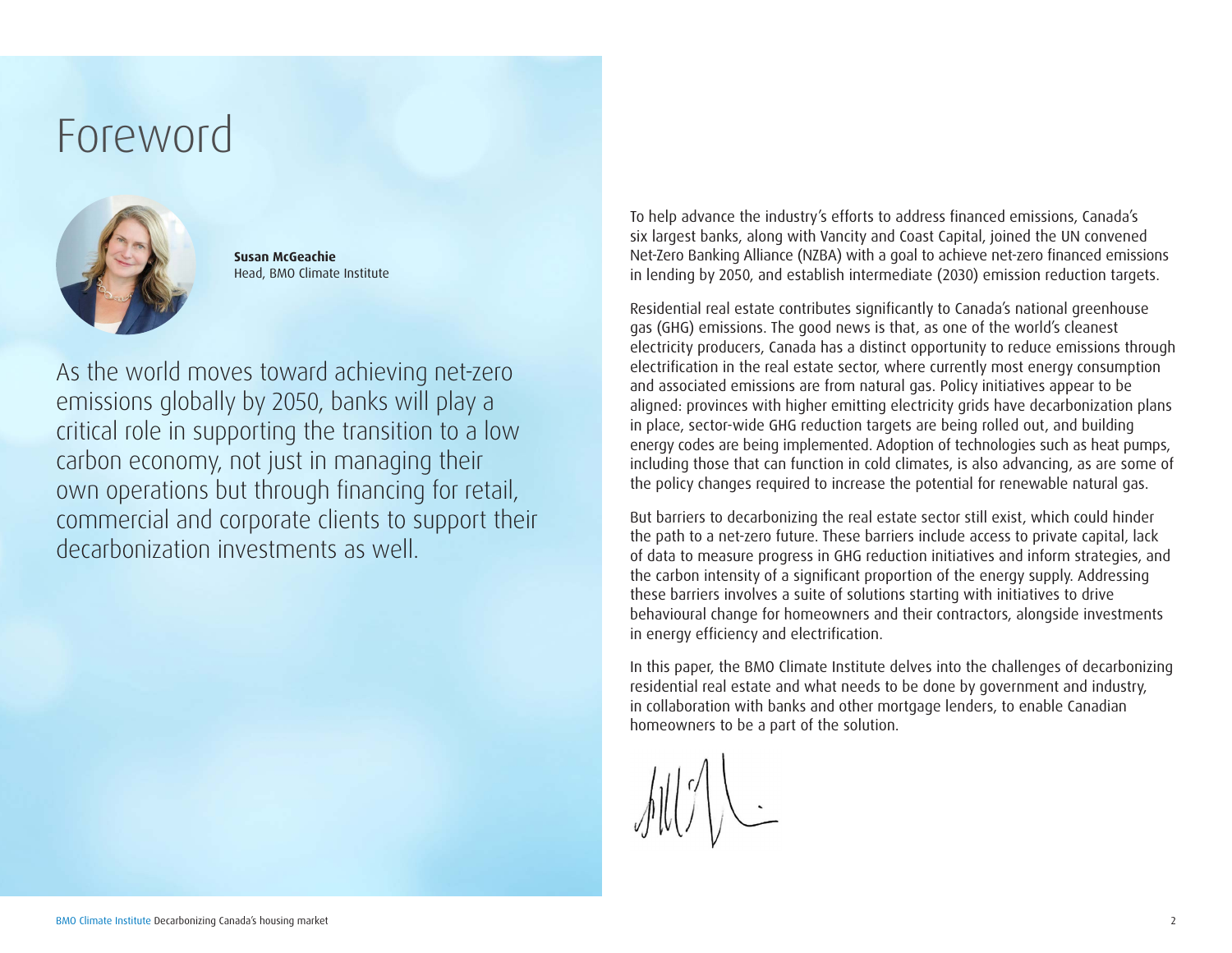# Foreword

**Susan McGeachie**
Head, BMO Climate Institute

As the world moves toward achieving net-zero emissions globally by 2050, banks will play a critical role in supporting the transition to a low carbon economy, not just in managing their own operations but through financing for retail, commercial and corporate clients to support their decarbonization investments as well.

To help advance the industry's efforts to address financed emissions, Canada's six largest banks, along with Vancity and Coast Capital, joined the UN convened Net-Zero Banking Alliance (NZBA) with a goal to achieve net-zero financed emissions in lending by 2050, and establish intermediate (2030) emission reduction targets.

Residential real estate contributes significantly to Canada's national greenhouse gas (GHG) emissions. The good news is that, as one of the world's cleanest electricity producers, Canada has a distinct opportunity to reduce emissions through electrification in the real estate sector, where currently most energy consumption and associated emissions are from natural gas. Policy initiatives appear to be aligned: provinces with higher emitting electricity grids have decarbonization plans in place, sector-wide GHG reduction targets are being rolled out, and building energy codes are being implemented. Adoption of technologies such as heat pumps, including those that can function in cold climates, is also advancing, as are some of the policy changes required to increase the potential for renewable natural gas.

But barriers to decarbonizing the real estate sector still exist, which could hinder the path to a net-zero future. These barriers include access to private capital, lack of data to measure progress in GHG reduction initiatives and inform strategies, and the carbon intensity of a significant proportion of the energy supply. Addressing these barriers involves a suite of solutions starting with initiatives to drive behavioural change for homeowners and their contractors, alongside investments in energy efficiency and electrification.

In this paper, the BMO Climate Institute delves into the challenges of decarbonizing residential real estate and what needs to be done by government and industry, in collaboration with banks and other mortgage lenders, to enable Canadian homeowners to be a part of the solution.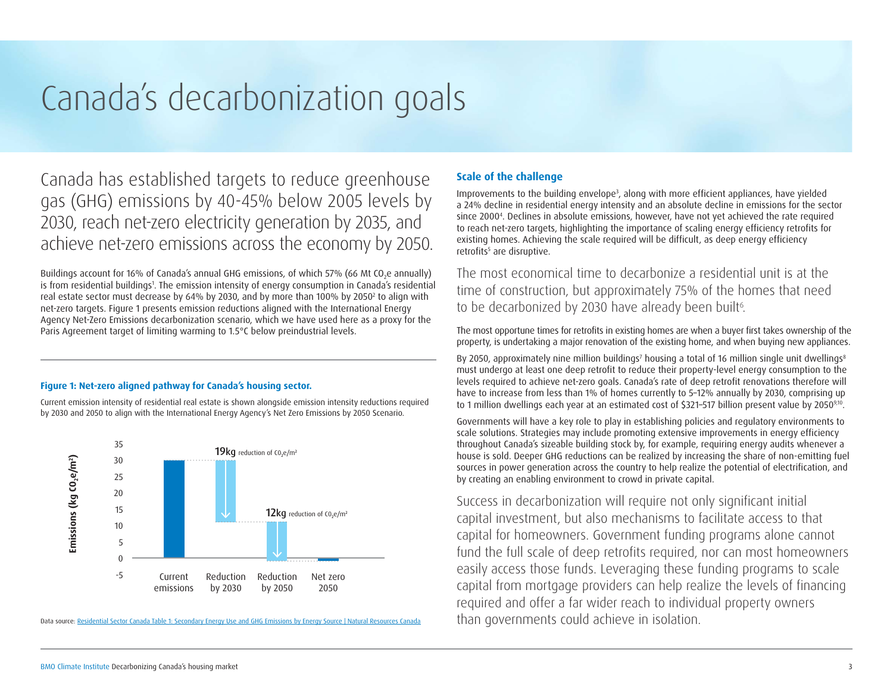# Canada's decarbonization goals

Canada has established targets to reduce greenhouse gas (GHG) emissions by 40-45% below 2005 levels by 2030, reach net-zero electricity generation by 2035, and achieve net-zero emissions across the economy by 2050.

Buildings account for 16% of Canada's annual GHG emissions, of which 57% (66 Mt $CO_2e$ annually) is from residential buildings[1]. The emission intensity of energy consumption in Canada's residential real estate sector must decrease by 64% by 2030, and by more than 100% by 2050[2] to align with net-zero targets. Figure 1 presents emission reductions aligned with the International Energy Agency Net-Zero Emissions decarbonization scenario, which we have used here as a proxy for the Paris Agreement target of limiting warming to 1.5°C below preindustrial levels.

**Figure 1: Net-zero aligned pathway for Canada's housing sector.**

Current emission intensity of residential real estate is shown alongside emission intensity reductions required by 2030 and 2050 to align with the International Energy Agency's Net Zero Emissions by 2050 Scenario.

Emissions (kg $CO_2e/m^2$): Current emissions; Reduction by 2030 — **19kg** reduction of $CO_2e/m^2$; Reduction by 2050 — **12kg** reduction of $CO_2e/m^2$; Net zero 2050

Data source: Residential Sector Canada Table 1: Secondary Energy Use and GHG Emissions by Energy Source | Natural Resources Canada

### Scale of the challenge

Improvements to the building envelope[3], along with more efficient appliances, have yielded a 24% decline in residential energy intensity and an absolute decline in emissions for the sector since 2000[4]. Declines in absolute emissions, however, have not yet achieved the rate required to reach net-zero targets, highlighting the importance of scaling energy efficiency retrofits for existing homes. Achieving the scale required will be difficult, as deep energy efficiency retrofits[5] are disruptive.

The most economical time to decarbonize a residential unit is at the time of construction, but approximately 75% of the homes that need to be decarbonized by 2030 have already been built[6].

The most opportune times for retrofits in existing homes are when a buyer first takes ownership of the property, is undertaking a major renovation of the existing home, and when buying new appliances.

By 2050, approximately nine million buildings[7] housing a total of 16 million single unit dwellings[8] must undergo at least one deep retrofit to reduce their property-level energy consumption to the levels required to achieve net-zero goals. Canada's rate of deep retrofit renovations therefore will have to increase from less than 1% of homes currently to 5–12% annually by 2030, comprising up to 1 million dwellings each year at an estimated cost of $321–517 billion present value by 2050[9,10].

Governments will have a key role to play in establishing policies and regulatory environments to scale solutions. Strategies may include promoting extensive improvements in energy efficiency throughout Canada's sizeable building stock by, for example, requiring energy audits whenever a house is sold. Deeper GHG reductions can be realized by increasing the share of non-emitting fuel sources in power generation across the country to help realize the potential of electrification, and by creating an enabling environment to crowd in private capital.

Success in decarbonization will require not only significant initial capital investment, but also mechanisms to facilitate access to that capital for homeowners. Government funding programs alone cannot fund the full scale of deep retrofits required, nor can most homeowners easily access those funds. Leveraging these funding programs to scale capital from mortgage providers can help realize the levels of financing required and offer a far wider reach to individual property owners than governments could achieve in isolation.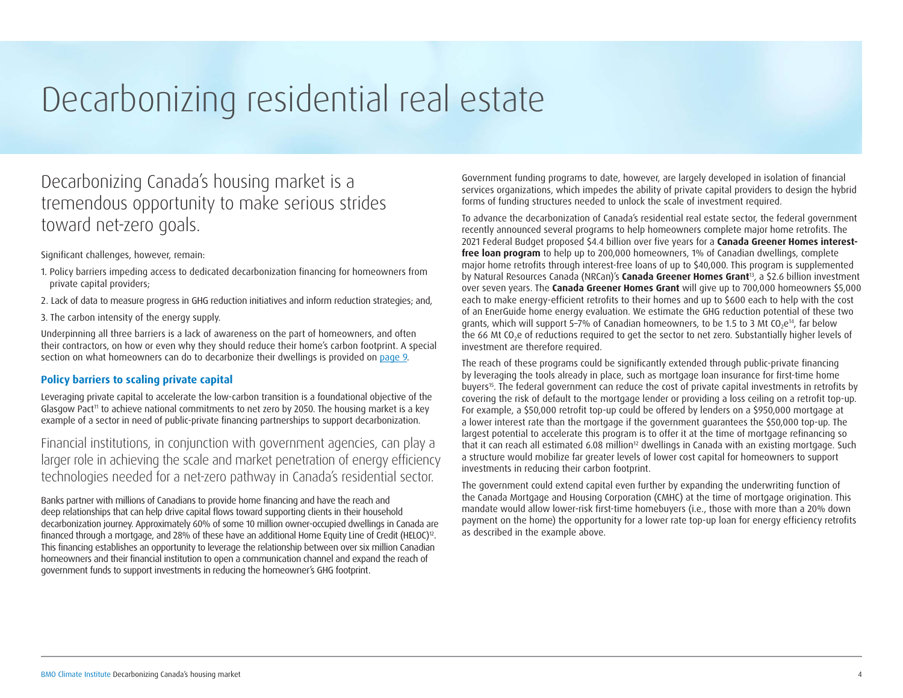# Decarbonizing residential real estate

## Decarbonizing Canada's housing market is a tremendous opportunity to make serious strides toward net-zero goals.

Significant challenges, however, remain:

1. Policy barriers impeding access to dedicated decarbonization financing for homeowners from private capital providers;
2. Lack of data to measure progress in GHG reduction initiatives and inform reduction strategies; and,
3. The carbon intensity of the energy supply.

Underpinning all three barriers is a lack of awareness on the part of homeowners, and often their contractors, on how or even why they should reduce their home's carbon footprint. A special section on what homeowners can do to decarbonize their dwellings is provided on page 9.

### Policy barriers to scaling private capital

Leveraging private capital to accelerate the low-carbon transition is a foundational objective of the Glasgow Pact[11] to achieve national commitments to net zero by 2050. The housing market is a key example of a sector in need of public-private financing partnerships to support decarbonization.

Financial institutions, in conjunction with government agencies, can play a larger role in achieving the scale and market penetration of energy efficiency technologies needed for a net-zero pathway in Canada's residential sector.

Banks partner with millions of Canadians to provide home financing and have the reach and deep relationships that can help drive capital flows toward supporting clients in their household decarbonization journey. Approximately 60% of some 10 million owner-occupied dwellings in Canada are financed through a mortgage, and 28% of these have an additional Home Equity Line of Credit (HELOC)[12]. This financing establishes an opportunity to leverage the relationship between over six million Canadian homeowners and their financial institution to open a communication channel and expand the reach of government funds to support investments in reducing the homeowner's GHG footprint.

Government funding programs to date, however, are largely developed in isolation of financial services organizations, which impedes the ability of private capital providers to design the hybrid forms of funding structures needed to unlock the scale of investment required.

To advance the decarbonization of Canada's residential real estate sector, the federal government recently announced several programs to help homeowners complete major home retrofits. The 2021 Federal Budget proposed $4.4 billion over five years for a **Canada Greener Homes interest-free loan program** to help up to 200,000 homeowners, 1% of Canadian dwellings, complete major home retrofits through interest-free loans of up to $40,000. This program is supplemented by Natural Resources Canada (NRCan)'s **Canada Greener Homes Grant**[13], a $2.6 billion investment over seven years. The **Canada Greener Homes Grant** will give up to 700,000 homeowners $5,000 each to make energy-efficient retrofits to their homes and up to $600 each to help with the cost of an EnerGuide home energy evaluation. We estimate the GHG reduction potential of these two grants, which will support 5–7% of Canadian homeowners, to be 1.5 to 3 Mt $CO_2e$[14], far below the 66 Mt $CO_2e$ of reductions required to get the sector to net zero. Substantially higher levels of investment are therefore required.

The reach of these programs could be significantly extended through public-private financing by leveraging the tools already in place, such as mortgage loan insurance for first-time home buyers[15]. The federal government can reduce the cost of private capital investments in retrofits by covering the risk of default to the mortgage lender or providing a loss ceiling on a retrofit top-up. For example, a $50,000 retrofit top-up could be offered by lenders on a $950,000 mortgage at a lower interest rate than the mortgage if the government guarantees the $50,000 top-up. The largest potential to accelerate this program is to offer it at the time of mortgage refinancing so that it can reach all estimated 6.08 million[12] dwellings in Canada with an existing mortgage. Such a structure would mobilize far greater levels of lower cost capital for homeowners to support investments in reducing their carbon footprint.

The government could extend capital even further by expanding the underwriting function of the Canada Mortgage and Housing Corporation (CMHC) at the time of mortgage origination. This mandate would allow lower-risk first-time homebuyers (i.e., those with more than a 20% down payment on the home) the opportunity for a lower rate top-up loan for energy efficiency retrofits as described in the example above.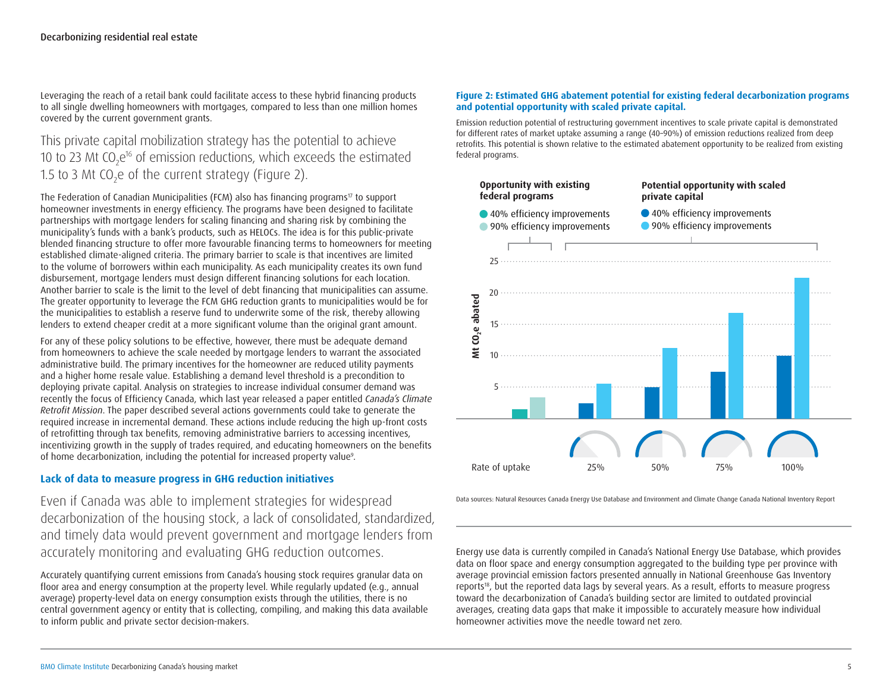Leveraging the reach of a retail bank could facilitate access to these hybrid financing products to all single dwelling homeowners with mortgages, compared to less than one million homes covered by the current government grants.

This private capital mobilization strategy has the potential to achieve 10 to 23 Mt $CO_2e$[16] of emission reductions, which exceeds the estimated 1.5 to 3 Mt $CO_2e$ of the current strategy (Figure 2).

The Federation of Canadian Municipalities (FCM) also has financing programs[17] to support homeowner investments in energy efficiency. The programs have been designed to facilitate partnerships with mortgage lenders for scaling financing and sharing risk by combining the municipality's funds with a bank's products, such as HELOCs. The idea is for this public-private blended financing structure to offer more favourable financing terms to homeowners for meeting established climate-aligned criteria. The primary barrier to scale is that incentives are limited to the volume of borrowers within each municipality. As each municipality creates its own fund disbursement, mortgage lenders must design different financing solutions for each location. Another barrier to scale is the limit to the level of debt financing that municipalities can assume. The greater opportunity to leverage the FCM GHG reduction grants to municipalities would be for the municipalities to establish a reserve fund to underwrite some of the risk, thereby allowing lenders to extend cheaper credit at a more significant volume than the original grant amount.

For any of these policy solutions to be effective, however, there must be adequate demand from homeowners to achieve the scale needed by mortgage lenders to warrant the associated administrative build. The primary incentives for the homeowner are reduced utility payments and a higher home resale value. Establishing a demand level threshold is a precondition to deploying private capital. Analysis on strategies to increase individual consumer demand was recently the focus of Efficiency Canada, which last year released a paper entitled *Canada's Climate Retrofit Mission*. The paper described several actions governments could take to generate the required increase in incremental demand. These actions include reducing the high up-front costs of retrofitting through tax benefits, removing administrative barriers to accessing incentives, incentivizing growth in the supply of trades required, and educating homeowners on the benefits of home decarbonization, including the potential for increased property value[9].

### Lack of data to measure progress in GHG reduction initiatives

Even if Canada was able to implement strategies for widespread decarbonization of the housing stock, a lack of consolidated, standardized, and timely data would prevent government and mortgage lenders from accurately monitoring and evaluating GHG reduction outcomes.

Accurately quantifying current emissions from Canada's housing stock requires granular data on floor area and energy consumption at the property level. While regularly updated (e.g., annual average) property-level data on energy consumption exists through the utilities, there is no central government agency or entity that is collecting, compiling, and making this data available to inform public and private sector decision-makers.

**Figure 2: Estimated GHG abatement potential for existing federal decarbonization programs and potential opportunity with scaled private capital.**

Emission reduction potential of restructuring government incentives to scale private capital is demonstrated for different rates of market uptake assuming a range (40–90%) of emission reductions realized from deep retrofits. This potential is shown relative to the estimated abatement opportunity to be realized from existing federal programs.

| | Opportunity with existing federal programs | Potential opportunity with scaled private capital | | | |
|---|---|---|---|---|---|
| Rate of uptake | | 25% | 50% | 75% | 100% |
| 40% efficiency improvements (Mt $CO_2e$ abated, approx.) | ~1.5 | ~2.5 | ~5 | ~7.5 | ~10 |
| 90% efficiency improvements (Mt $CO_2e$ abated, approx.) | ~3.3 | ~5.5 | ~11.2 | ~16.8 | ~22.5 |

Data sources: Natural Resources Canada Energy Use Database and Environment and Climate Change Canada National Inventory Report

Energy use data is currently compiled in Canada's National Energy Use Database, which provides data on floor space and energy consumption aggregated to the building type per province with average provincial emission factors presented annually in National Greenhouse Gas Inventory reports[18], but the reported data lags by several years. As a result, efforts to measure progress toward the decarbonization of Canada's building sector are limited to outdated provincial averages, creating data gaps that make it impossible to accurately measure how individual homeowner activities move the needle toward net zero.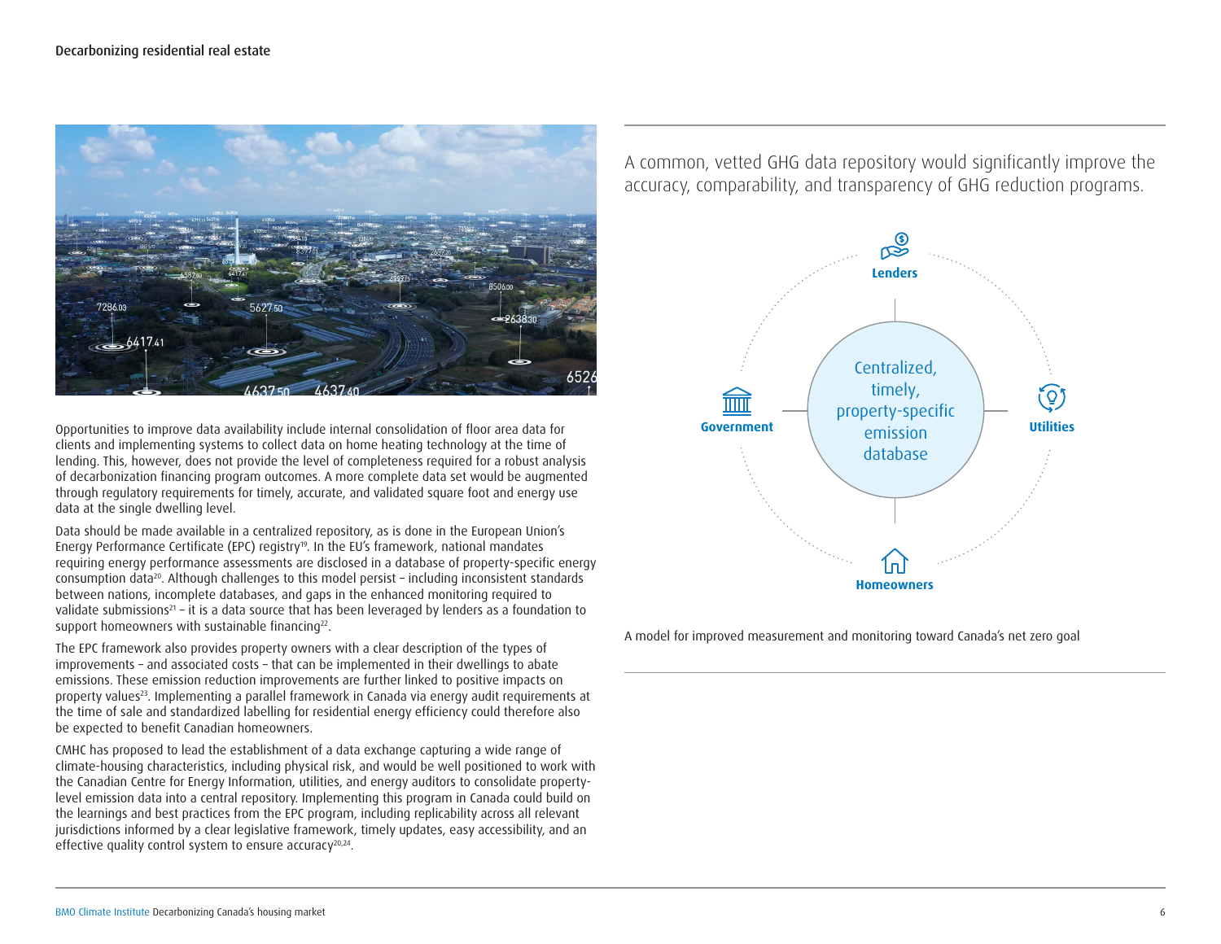Opportunities to improve data availability include internal consolidation of floor area data for clients and implementing systems to collect data on home heating technology at the time of lending. This, however, does not provide the level of completeness required for a robust analysis of decarbonization financing program outcomes. A more complete data set would be augmented through regulatory requirements for timely, accurate, and validated square foot and energy use data at the single dwelling level.

Data should be made available in a centralized repository, as is done in the European Union's Energy Performance Certificate (EPC) registry[19]. In the EU's framework, national mandates requiring energy performance assessments are disclosed in a database of property-specific energy consumption data[20]. Although challenges to this model persist – including inconsistent standards between nations, incomplete databases, and gaps in the enhanced monitoring required to validate submissions[21] – it is a data source that has been leveraged by lenders as a foundation to support homeowners with sustainable financing[22].

The EPC framework also provides property owners with a clear description of the types of improvements – and associated costs – that can be implemented in their dwellings to abate emissions. These emission reduction improvements are further linked to positive impacts on property values[23]. Implementing a parallel framework in Canada via energy audit requirements at the time of sale and standardized labelling for residential energy efficiency could therefore also be expected to benefit Canadian homeowners.

CMHC has proposed to lead the establishment of a data exchange capturing a wide range of climate-housing characteristics, including physical risk, and would be well positioned to work with the Canadian Centre for Energy Information, utilities, and energy auditors to consolidate property-level emission data into a central repository. Implementing this program in Canada could build on the learnings and best practices from the EPC program, including replicability across all relevant jurisdictions informed by a clear legislative framework, timely updates, easy accessibility, and an effective quality control system to ensure accuracy[20,24].

A common, vetted GHG data repository would significantly improve the accuracy, comparability, and transparency of GHG reduction programs.

Lenders

Government

Centralized, timely, property-specific emission database

Utilities

Homeowners

A model for improved measurement and monitoring toward Canada's net zero goal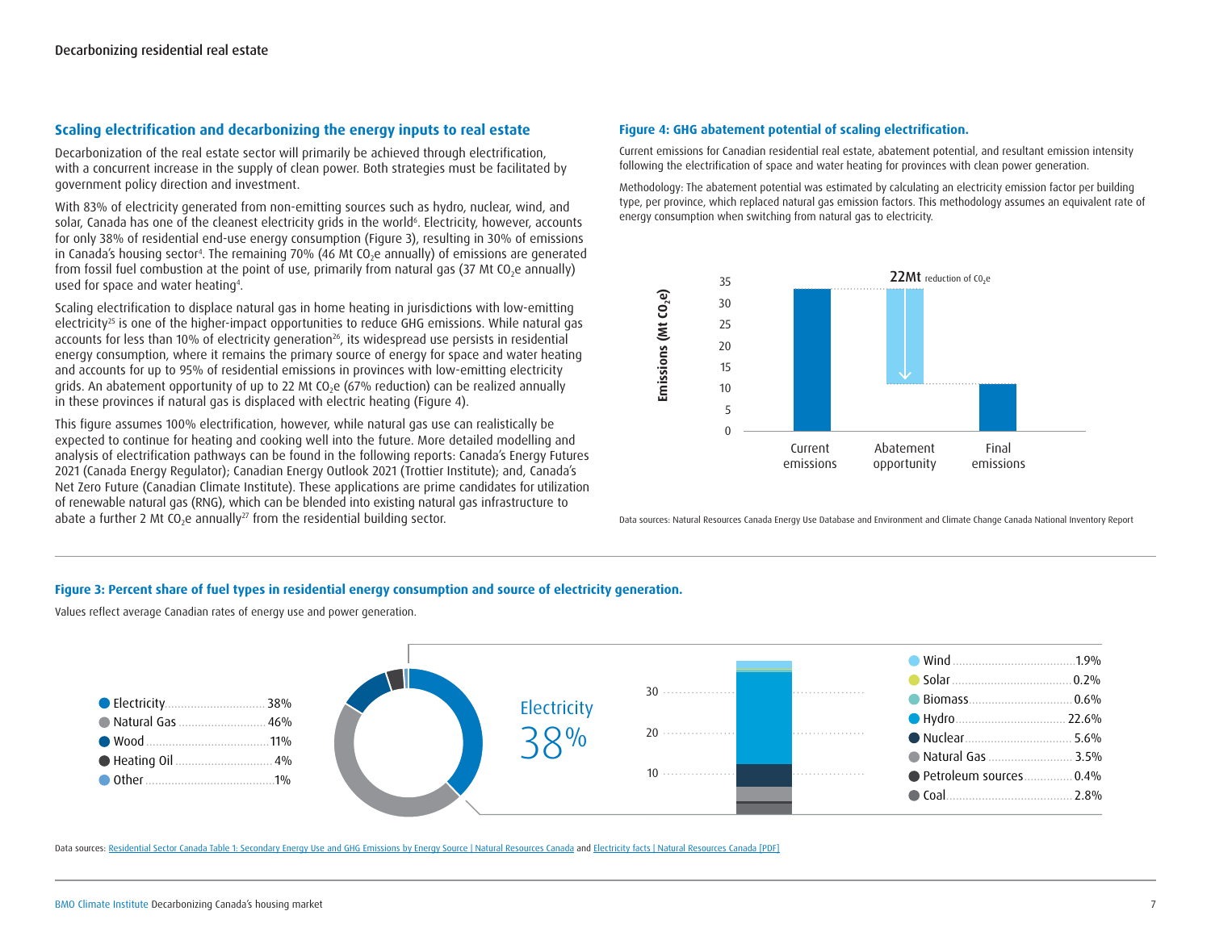## Scaling electrification and decarbonizing the energy inputs to real estate

Decarbonization of the real estate sector will primarily be achieved through electrification, with a concurrent increase in the supply of clean power. Both strategies must be facilitated by government policy direction and investment.

With 83% of electricity generated from non-emitting sources such as hydro, nuclear, wind, and solar, Canada has one of the cleanest electricity grids in the world[6]. Electricity, however, accounts for only 38% of residential end-use energy consumption (Figure 3), resulting in 30% of emissions in Canada's housing sector[4]. The remaining 70% (46 Mt $CO_2$e annually) of emissions are generated from fossil fuel combustion at the point of use, primarily from natural gas (37 Mt $CO_2$e annually) used for space and water heating[4].

Scaling electrification to displace natural gas in home heating in jurisdictions with low-emitting electricity[25] is one of the higher-impact opportunities to reduce GHG emissions. While natural gas accounts for less than 10% of electricity generation[26], its widespread use persists in residential energy consumption, where it remains the primary source of energy for space and water heating and accounts for up to 95% of residential emissions in provinces with low-emitting electricity grids. An abatement opportunity of up to 22 Mt $CO_2$e (67% reduction) can be realized annually in these provinces if natural gas is displaced with electric heating (Figure 4).

This figure assumes 100% electrification, however, while natural gas use can realistically be expected to continue for heating and cooking well into the future. More detailed modelling and analysis of electrification pathways can be found in the following reports: Canada's Energy Futures 2021 (Canada Energy Regulator); Canadian Energy Outlook 2021 (Trottier Institute); and, Canada's Net Zero Future (Canadian Climate Institute). These applications are prime candidates for utilization of renewable natural gas (RNG), which can be blended into existing natural gas infrastructure to abate a further 2 Mt $CO_2$e annually[27] from the residential building sector.

### Figure 4: GHG abatement potential of scaling electrification.

Current emissions for Canadian residential real estate, abatement potential, and resultant emission intensity following the electrification of space and water heating for provinces with clean power generation.

Methodology: The abatement potential was estimated by calculating an electricity emission factor per building type, per province, which replaced natural gas emission factors. This methodology assumes an equivalent rate of energy consumption when switching from natural gas to electricity.

22Mt reduction of $CO_2$e

Emissions (Mt $CO_2$e): Current emissions · Abatement opportunity · Final emissions

Data sources: Natural Resources Canada Energy Use Database and Environment and Climate Change Canada National Inventory Report

### Figure 3: Percent share of fuel types in residential energy consumption and source of electricity generation.

Values reflect average Canadian rates of energy use and power generation.

| Fuel type | Share |
|---|---|
| Electricity | 38% |
| Natural Gas | 46% |
| Wood | 11% |
| Heating Oil | 4% |
| Other | 1% |

Electricity 38%

| Electricity source | Share |
|---|---|
| Wind | 1.9% |
| Solar | 0.2% |
| Biomass | 0.6% |
| Hydro | 22.6% |
| Nuclear | 5.6% |
| Natural Gas | 3.5% |
| Petroleum sources | 0.4% |
| Coal | 2.8% |

Data sources: Residential Sector Canada Table 1: Secondary Energy Use and GHG Emissions by Energy Source | Natural Resources Canada and Electricity facts | Natural Resources Canada [PDF]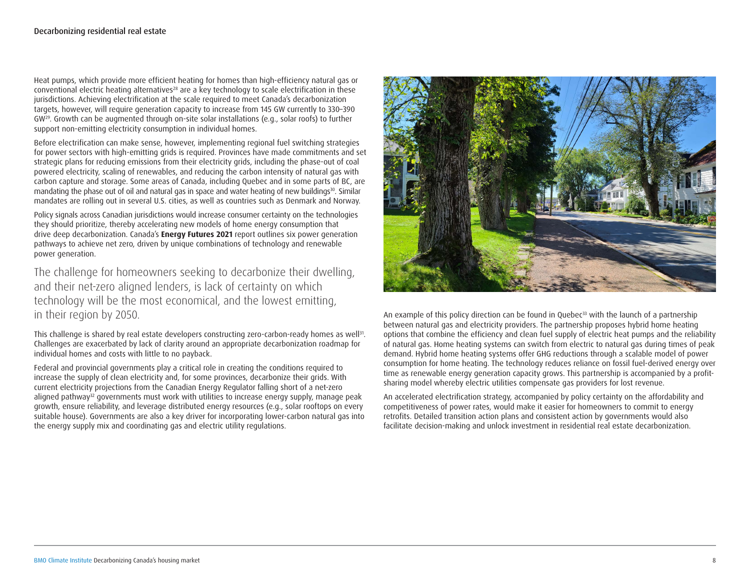Heat pumps, which provide more efficient heating for homes than high-efficiency natural gas or conventional electric heating alternatives[28] are a key technology to scale electrification in these jurisdictions. Achieving electrification at the scale required to meet Canada's decarbonization targets, however, will require generation capacity to increase from 145 GW currently to 330–390 GW[29]. Growth can be augmented through on-site solar installations (e.g., solar roofs) to further support non-emitting electricity consumption in individual homes.

Before electrification can make sense, however, implementing regional fuel switching strategies for power sectors with high-emitting grids is required. Provinces have made commitments and set strategic plans for reducing emissions from their electricity grids, including the phase-out of coal powered electricity, scaling of renewables, and reducing the carbon intensity of natural gas with carbon capture and storage. Some areas of Canada, including Quebec and in some parts of BC, are mandating the phase out of oil and natural gas in space and water heating of new buildings[30]. Similar mandates are rolling out in several U.S. cities, as well as countries such as Denmark and Norway.

Policy signals across Canadian jurisdictions would increase consumer certainty on the technologies they should prioritize, thereby accelerating new models of home energy consumption that drive deep decarbonization. Canada's **Energy Futures 2021** report outlines six power generation pathways to achieve net zero, driven by unique combinations of technology and renewable power generation.

> The challenge for homeowners seeking to decarbonize their dwelling, and their net-zero aligned lenders, is lack of certainty on which technology will be the most economical, and the lowest emitting, in their region by 2050.

This challenge is shared by real estate developers constructing zero-carbon-ready homes as well[31]. Challenges are exacerbated by lack of clarity around an appropriate decarbonization roadmap for individual homes and costs with little to no payback.

Federal and provincial governments play a critical role in creating the conditions required to increase the supply of clean electricity and, for some provinces, decarbonize their grids. With current electricity projections from the Canadian Energy Regulator falling short of a net-zero aligned pathway[32] governments must work with utilities to increase energy supply, manage peak growth, ensure reliability, and leverage distributed energy resources (e.g., solar rooftops on every suitable house). Governments are also a key driver for incorporating lower-carbon natural gas into the energy supply mix and coordinating gas and electric utility regulations.

An example of this policy direction can be found in Quebec[33] with the launch of a partnership between natural gas and electricity providers. The partnership proposes hybrid home heating options that combine the efficiency and clean fuel supply of electric heat pumps and the reliability of natural gas. Home heating systems can switch from electric to natural gas during times of peak demand. Hybrid home heating systems offer GHG reductions through a scalable model of power consumption for home heating. The technology reduces reliance on fossil fuel-derived energy over time as renewable energy generation capacity grows. This partnership is accompanied by a profit-sharing model whereby electric utilities compensate gas providers for lost revenue.

An accelerated electrification strategy, accompanied by policy certainty on the affordability and competitiveness of power rates, would make it easier for homeowners to commit to energy retrofits. Detailed transition action plans and consistent action by governments would also facilitate decision-making and unlock investment in residential real estate decarbonization.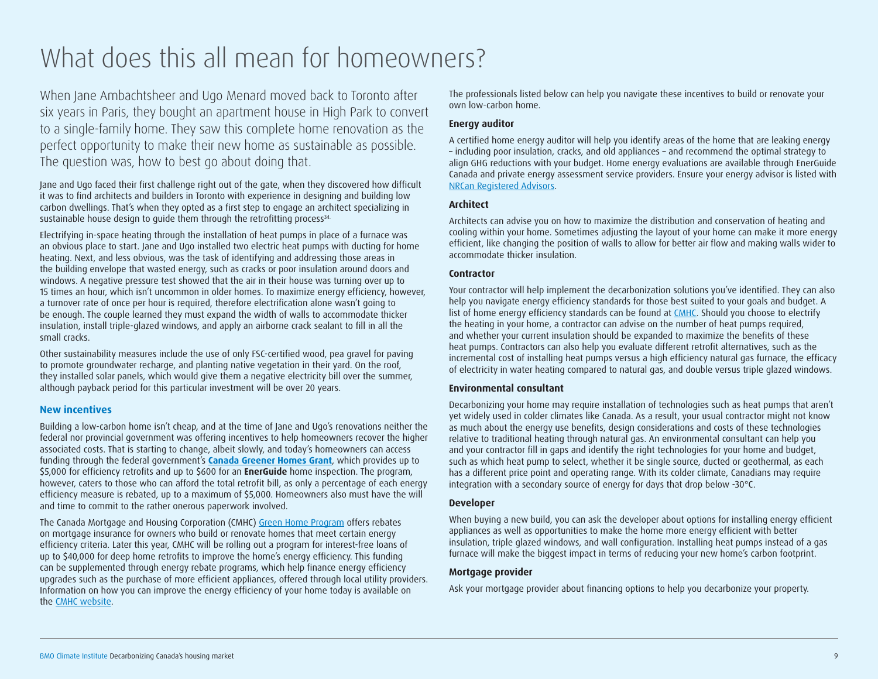# What does this all mean for homeowners?

When Jane Ambachtsheer and Ugo Menard moved back to Toronto after six years in Paris, they bought an apartment house in High Park to convert to a single-family home. They saw this complete home renovation as the perfect opportunity to make their new home as sustainable as possible. The question was, how to best go about doing that.

Jane and Ugo faced their first challenge right out of the gate, when they discovered how difficult it was to find architects and builders in Toronto with experience in designing and building low carbon dwellings. That's when they opted as a first step to engage an architect specializing in sustainable house design to guide them through the retrofitting process[34].

Electrifying in-space heating through the installation of heat pumps in place of a furnace was an obvious place to start. Jane and Ugo installed two electric heat pumps with ducting for home heating. Next, and less obvious, was the task of identifying and addressing those areas in the building envelope that wasted energy, such as cracks or poor insulation around doors and windows. A negative pressure test showed that the air in their house was turning over up to 15 times an hour, which isn't uncommon in older homes. To maximize energy efficiency, however, a turnover rate of once per hour is required, therefore electrification alone wasn't going to be enough. The couple learned they must expand the width of walls to accommodate thicker insulation, install triple-glazed windows, and apply an airborne crack sealant to fill in all the small cracks.

Other sustainability measures include the use of only FSC-certified wood, pea gravel for paving to promote groundwater recharge, and planting native vegetation in their yard. On the roof, they installed solar panels, which would give them a negative electricity bill over the summer, although payback period for this particular investment will be over 20 years.

## New incentives

Building a low-carbon home isn't cheap, and at the time of Jane and Ugo's renovations neither the federal nor provincial government was offering incentives to help homeowners recover the higher associated costs. That is starting to change, albeit slowly, and today's homeowners can access funding through the federal government's **Canada Greener Homes Grant**, which provides up to $5,000 for efficiency retrofits and up to $600 for an **EnerGuide** home inspection. The program, however, caters to those who can afford the total retrofit bill, as only a percentage of each energy efficiency measure is rebated, up to a maximum of $5,000. Homeowners also must have the will and time to commit to the rather onerous paperwork involved.

The Canada Mortgage and Housing Corporation (CMHC) Green Home Program offers rebates on mortgage insurance for owners who build or renovate homes that meet certain energy efficiency criteria. Later this year, CMHC will be rolling out a program for interest-free loans of up to $40,000 for deep home retrofits to improve the home's energy efficiency. This funding can be supplemented through energy rebate programs, which help finance energy efficiency upgrades such as the purchase of more efficient appliances, offered through local utility providers. Information on how you can improve the energy efficiency of your home today is available on the CMHC website.

The professionals listed below can help you navigate these incentives to build or renovate your own low-carbon home.

### Energy auditor

A certified home energy auditor will help you identify areas of the home that are leaking energy – including poor insulation, cracks, and old appliances – and recommend the optimal strategy to align GHG reductions with your budget. Home energy evaluations are available through EnerGuide Canada and private energy assessment service providers. Ensure your energy advisor is listed with NRCan Registered Advisors.

### Architect

Architects can advise you on how to maximize the distribution and conservation of heating and cooling within your home. Sometimes adjusting the layout of your home can make it more energy efficient, like changing the position of walls to allow for better air flow and making walls wider to accommodate thicker insulation.

### Contractor

Your contractor will help implement the decarbonization solutions you've identified. They can also help you navigate energy efficiency standards for those best suited to your goals and budget. A list of home energy efficiency standards can be found at CMHC. Should you choose to electrify the heating in your home, a contractor can advise on the number of heat pumps required, and whether your current insulation should be expanded to maximize the benefits of these heat pumps. Contractors can also help you evaluate different retrofit alternatives, such as the incremental cost of installing heat pumps versus a high efficiency natural gas furnace, the efficacy of electricity in water heating compared to natural gas, and double versus triple glazed windows.

### Environmental consultant

Decarbonizing your home may require installation of technologies such as heat pumps that aren't yet widely used in colder climates like Canada. As a result, your usual contractor might not know as much about the energy use benefits, design considerations and costs of these technologies relative to traditional heating through natural gas. An environmental consultant can help you and your contractor fill in gaps and identify the right technologies for your home and budget, such as which heat pump to select, whether it be single source, ducted or geothermal, as each has a different price point and operating range. With its colder climate, Canadians may require integration with a secondary source of energy for days that drop below -30°C.

### Developer

When buying a new build, you can ask the developer about options for installing energy efficient appliances as well as opportunities to make the home more energy efficient with better insulation, triple glazed windows, and wall configuration. Installing heat pumps instead of a gas furnace will make the biggest impact in terms of reducing your new home's carbon footprint.

### Mortgage provider

Ask your mortgage provider about financing options to help you decarbonize your property.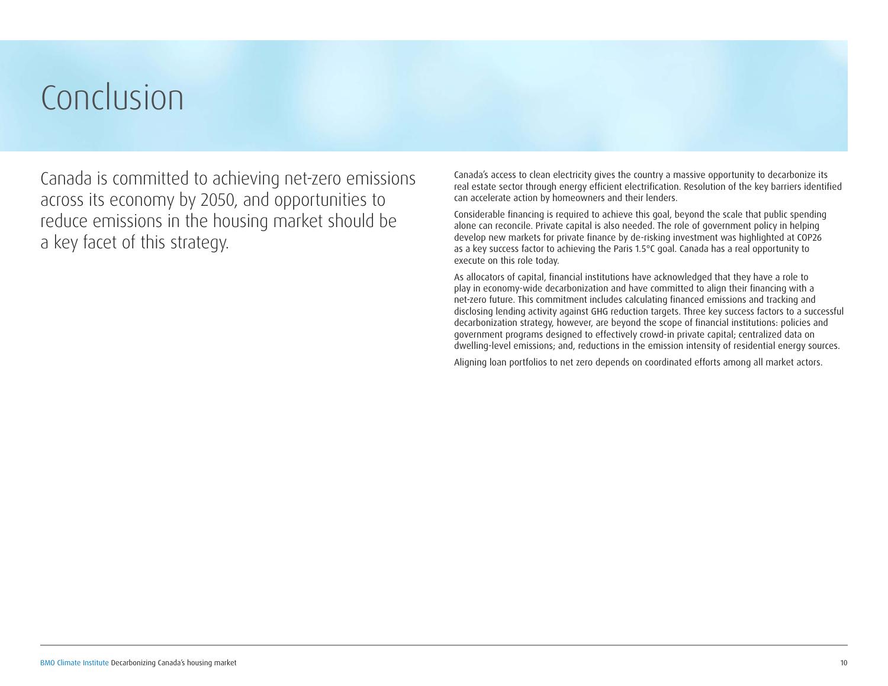# Conclusion

Canada is committed to achieving net-zero emissions across its economy by 2050, and opportunities to reduce emissions in the housing market should be a key facet of this strategy.

Canada's access to clean electricity gives the country a massive opportunity to decarbonize its real estate sector through energy efficient electrification. Resolution of the key barriers identified can accelerate action by homeowners and their lenders.

Considerable financing is required to achieve this goal, beyond the scale that public spending alone can reconcile. Private capital is also needed. The role of government policy in helping develop new markets for private finance by de-risking investment was highlighted at COP26 as a key success factor to achieving the Paris 1.5°C goal. Canada has a real opportunity to execute on this role today.

As allocators of capital, financial institutions have acknowledged that they have a role to play in economy-wide decarbonization and have committed to align their financing with a net-zero future. This commitment includes calculating financed emissions and tracking and disclosing lending activity against GHG reduction targets. Three key success factors to a successful decarbonization strategy, however, are beyond the scope of financial institutions: policies and government programs designed to effectively crowd-in private capital; centralized data on dwelling-level emissions; and, reductions in the emission intensity of residential energy sources.

Aligning loan portfolios to net zero depends on coordinated efforts among all market actors.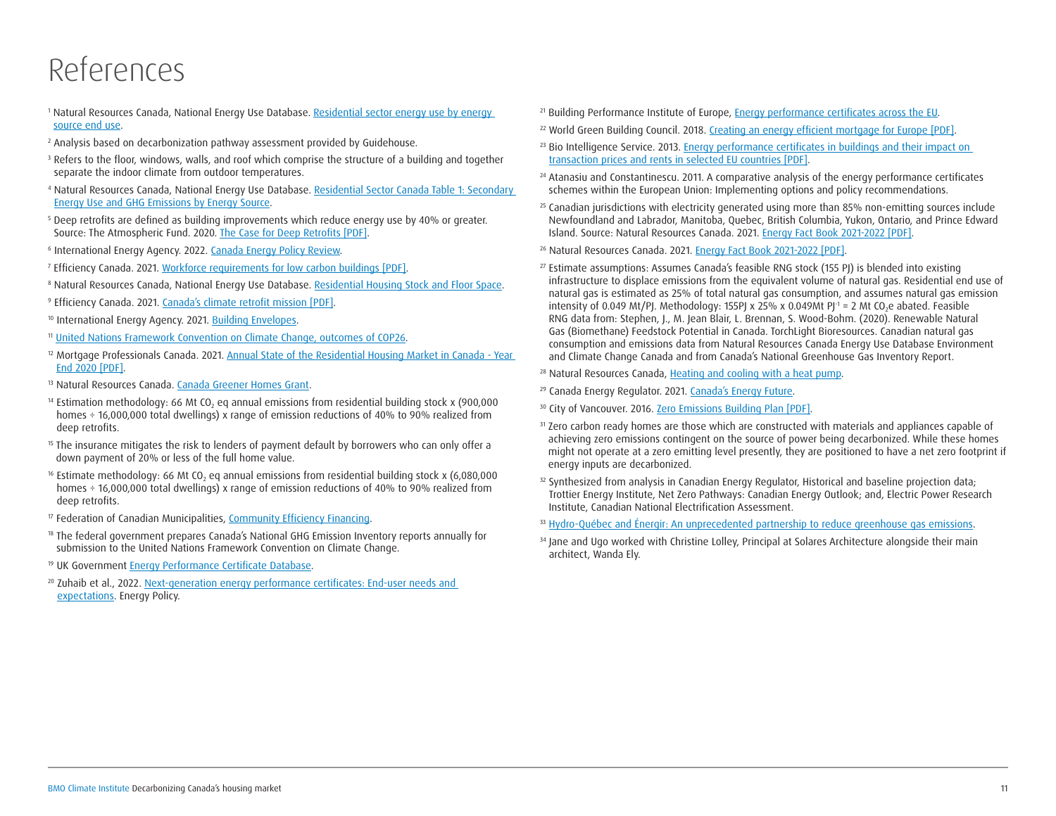# References

[1] Natural Resources Canada, National Energy Use Database. Residential sector energy use by energy source end use.

[2] Analysis based on decarbonization pathway assessment provided by Guidehouse.

[3] Refers to the floor, windows, walls, and roof which comprise the structure of a building and together separate the indoor climate from outdoor temperatures.

[4] Natural Resources Canada, National Energy Use Database. Residential Sector Canada Table 1: Secondary Energy Use and GHG Emissions by Energy Source.

[5] Deep retrofits are defined as building improvements which reduce energy use by 40% or greater. Source: The Atmospheric Fund. 2020. The Case for Deep Retrofits [PDF].

[6] International Energy Agency. 2022. Canada Energy Policy Review.

[7] Efficiency Canada. 2021. Workforce requirements for low carbon buildings [PDF].

[8] Natural Resources Canada, National Energy Use Database. Residential Housing Stock and Floor Space.

[9] Efficiency Canada. 2021. Canada's climate retrofit mission [PDF].

[10] International Energy Agency. 2021. Building Envelopes.

[11] United Nations Framework Convention on Climate Change, outcomes of COP26.

[12] Mortgage Professionals Canada. 2021. Annual State of the Residential Housing Market in Canada - Year End 2020 [PDF].

[13] Natural Resources Canada. Canada Greener Homes Grant.

[14] Estimation methodology: 66 Mt $CO_2$ eq annual emissions from residential building stock x (900,000 homes ÷ 16,000,000 total dwellings) x range of emission reductions of 40% to 90% realized from deep retrofits.

[15] The insurance mitigates the risk to lenders of payment default by borrowers who can only offer a down payment of 20% or less of the full home value.

[16] Estimate methodology: 66 Mt $CO_2$ eq annual emissions from residential building stock x (6,080,000 homes ÷ 16,000,000 total dwellings) x range of emission reductions of 40% to 90% realized from deep retrofits.

[17] Federation of Canadian Municipalities, Community Efficiency Financing.

[18] The federal government prepares Canada's National GHG Emission Inventory reports annually for submission to the United Nations Framework Convention on Climate Change.

[19] UK Government Energy Performance Certificate Database.

[20] Zuhaib et al., 2022. Next-generation energy performance certificates: End-user needs and expectations. Energy Policy.

[21] Building Performance Institute of Europe, Energy performance certificates across the EU.

[22] World Green Building Council. 2018. Creating an energy efficient mortgage for Europe [PDF].

[23] Bio Intelligence Service. 2013. Energy performance certificates in buildings and their impact on transaction prices and rents in selected EU countries [PDF].

[24] Atanasiu and Constantinescu. 2011. A comparative analysis of the energy performance certificates schemes within the European Union: Implementing options and policy recommendations.

[25] Canadian jurisdictions with electricity generated using more than 85% non-emitting sources include Newfoundland and Labrador, Manitoba, Quebec, British Columbia, Yukon, Ontario, and Prince Edward Island. Source: Natural Resources Canada. 2021. Energy Fact Book 2021-2022 [PDF].

[26] Natural Resources Canada. 2021. Energy Fact Book 2021-2022 [PDF].

[27] Estimate assumptions: Assumes Canada's feasible RNG stock (155 PJ) is blended into existing infrastructure to displace emissions from the equivalent volume of natural gas. Residential end use of natural gas is estimated as 25% of total natural gas consumption, and assumes natural gas emission intensity of 0.049 Mt/PJ. Methodology: 155PJ x 25% x 0.049Mt $PJ^{-1}$ = 2 Mt $CO_2e$ abated. Feasible RNG data from: Stephen, J., M. Jean Blair, L. Brennan, S. Wood-Bohm. (2020). Renewable Natural Gas (Biomethane) Feedstock Potential in Canada. TorchLight Bioresources. Canadian natural gas consumption and emissions data from Natural Resources Canada Energy Use Database Environment and Climate Change Canada and from Canada's National Greenhouse Gas Inventory Report.

[28] Natural Resources Canada, Heating and cooling with a heat pump.

[29] Canada Energy Regulator. 2021. Canada's Energy Future.

[30] City of Vancouver. 2016. Zero Emissions Building Plan [PDF].

[31] Zero carbon ready homes are those which are constructed with materials and appliances capable of achieving zero emissions contingent on the source of power being decarbonized. While these homes might not operate at a zero emitting level presently, they are positioned to have a net zero footprint if energy inputs are decarbonized.

[32] Synthesized from analysis in Canadian Energy Regulator, Historical and baseline projection data; Trottier Energy Institute, Net Zero Pathways: Canadian Energy Outlook; and, Electric Power Research Institute, Canadian National Electrification Assessment.

[33] Hydro-Québec and Énergir: An unprecedented partnership to reduce greenhouse gas emissions.

[34] Jane and Ugo worked with Christine Lolley, Principal at Solares Architecture alongside their main architect, Wanda Ely.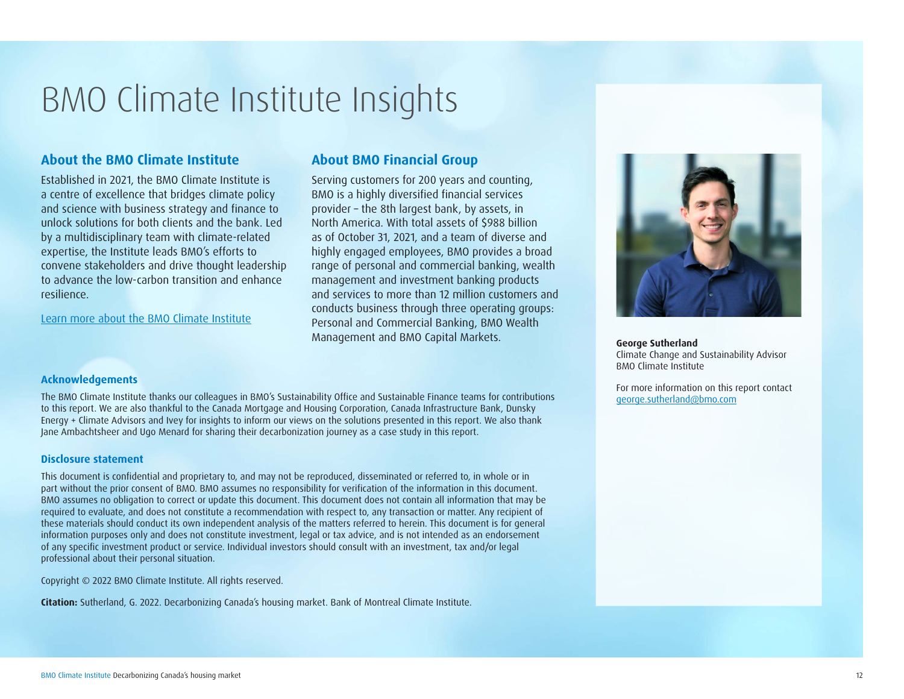# BMO Climate Institute Insights

## About the BMO Climate Institute

Established in 2021, the BMO Climate Institute is a centre of excellence that bridges climate policy and science with business strategy and finance to unlock solutions for both clients and the bank. Led by a multidisciplinary team with climate-related expertise, the Institute leads BMO's efforts to convene stakeholders and drive thought leadership to advance the low-carbon transition and enhance resilience.

Learn more about the BMO Climate Institute

## About BMO Financial Group

Serving customers for 200 years and counting, BMO is a highly diversified financial services provider – the 8th largest bank, by assets, in North America. With total assets of $988 billion as of October 31, 2021, and a team of diverse and highly engaged employees, BMO provides a broad range of personal and commercial banking, wealth management and investment banking products and services to more than 12 million customers and conducts business through three operating groups: Personal and Commercial Banking, BMO Wealth Management and BMO Capital Markets.

### Acknowledgements

The BMO Climate Institute thanks our colleagues in BMO's Sustainability Office and Sustainable Finance teams for contributions to this report. We are also thankful to the Canada Mortgage and Housing Corporation, Canada Infrastructure Bank, Dunsky Energy + Climate Advisors and Ivey for insights to inform our views on the solutions presented in this report. We also thank Jane Ambachtsheer and Ugo Menard for sharing their decarbonization journey as a case study in this report.

### Disclosure statement

This document is confidential and proprietary to, and may not be reproduced, disseminated or referred to, in whole or in part without the prior consent of BMO. BMO assumes no responsibility for verification of the information in this document. BMO assumes no obligation to correct or update this document. This document does not contain all information that may be required to evaluate, and does not constitute a recommendation with respect to, any transaction or matter. Any recipient of these materials should conduct its own independent analysis of the matters referred to herein. This document is for general information purposes only and does not constitute investment, legal or tax advice, and is not intended as an endorsement of any specific investment product or service. Individual investors should consult with an investment, tax and/or legal professional about their personal situation.

Copyright © 2022 BMO Climate Institute. All rights reserved.

**Citation:** Sutherland, G. 2022. Decarbonizing Canada's housing market. Bank of Montreal Climate Institute.

**George Sutherland**
Climate Change and Sustainability Advisor
BMO Climate Institute

For more information on this report contact
george.sutherland@bmo.com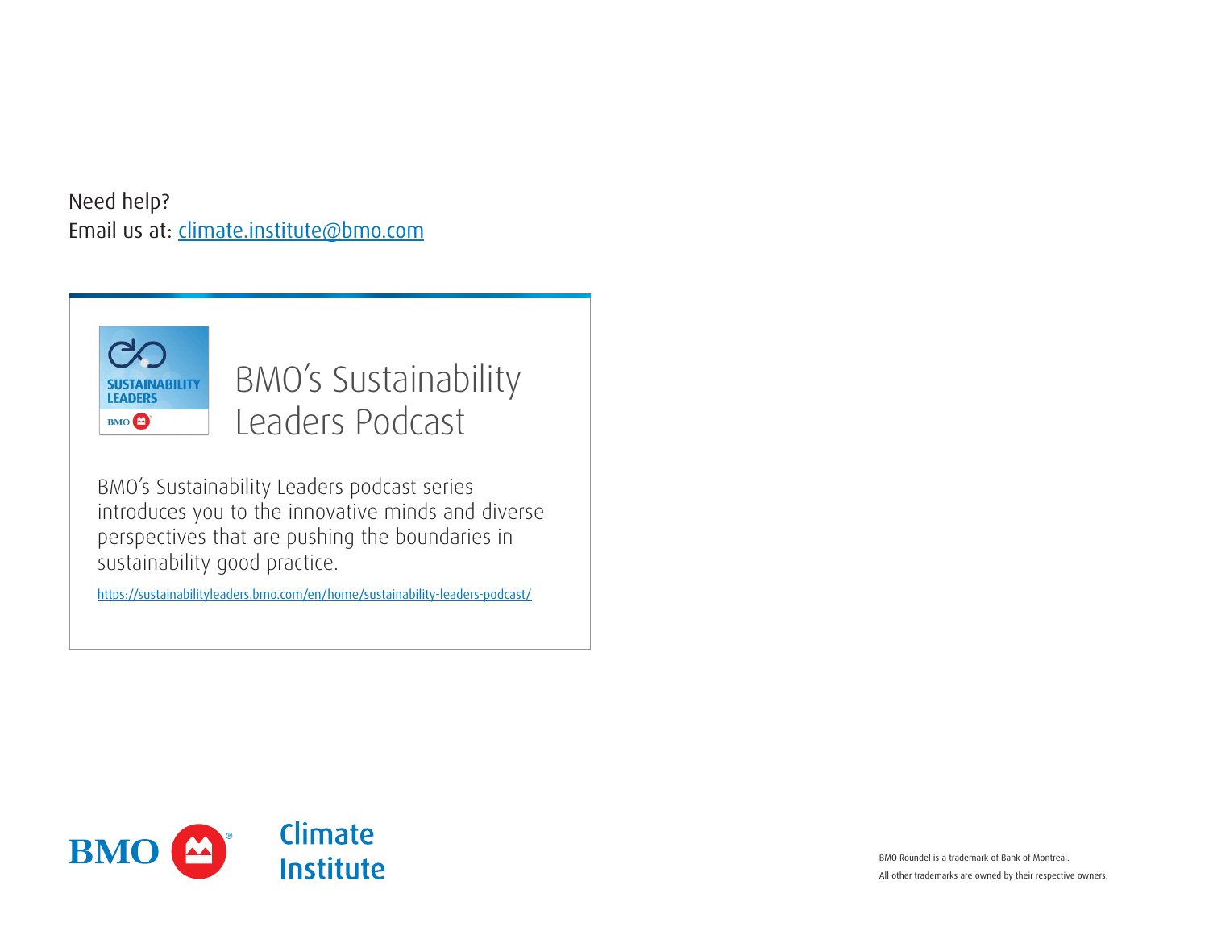Need help?
Email us at: climate.institute@bmo.com

## BMO's Sustainability Leaders Podcast

BMO's Sustainability Leaders podcast series introduces you to the innovative minds and diverse perspectives that are pushing the boundaries in sustainability good practice.

https://sustainabilityleaders.bmo.com/en/home/sustainability-leaders-podcast/

BMO Climate Institute

BMO Roundel is a trademark of Bank of Montreal.

All other trademarks are owned by their respective owners.